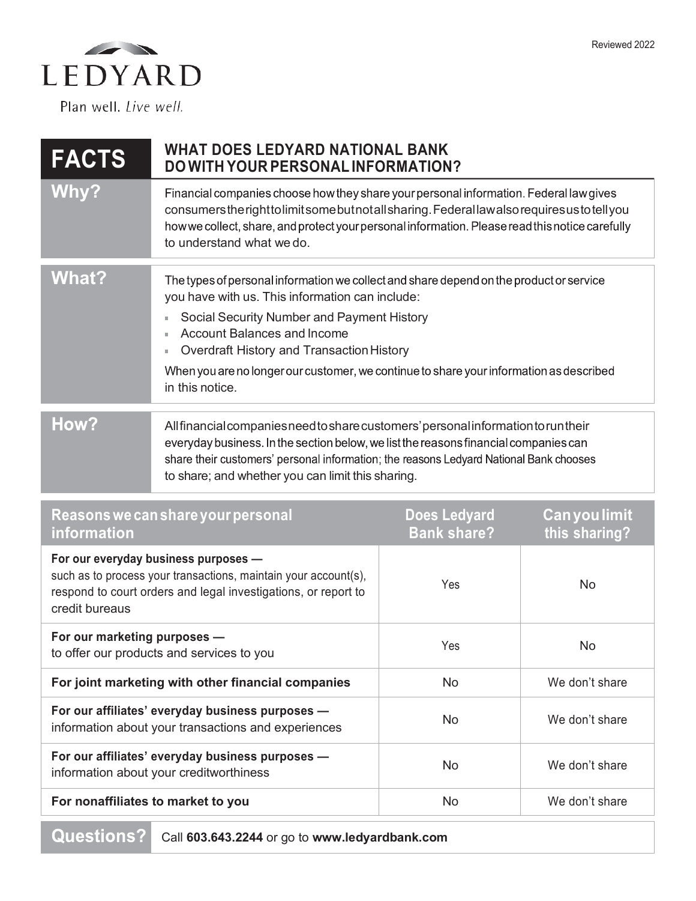Reviewed 2022

LEDYARD

Plan well. *Live well.*

| **FACTS** | **WHAT DOES LEDYARD NATIONAL BANK DO WITH YOUR PERSONAL INFORMATION?** |
|---|---|
| **Why?** | Financial companies choose how they share your personal information. Federal law gives consumers the right to limit some but not all sharing. Federal law also requires us to tell you how we collect, share, and protect your personal information. Please read this notice carefully to understand what we do. |
| **What?** | The types of personal information we collect and share depend on the product or service you have with us. This information can include:<br>▪ Social Security Number and Payment History<br>▪ Account Balances and Income<br>▪ Overdraft History and Transaction History<br><br>When you are no longer our customer, we continue to share your information as described in this notice. |
| **How?** | All financial companies need to share customers' personal information to run their everyday business. In the section below, we list the reasons financial companies can share their customers' personal information; the reasons Ledyard National Bank chooses to share; and whether you can limit this sharing. |

| Reasons we can share your personal information | Does Ledyard Bank share? | Can you limit this sharing? |
|---|---|---|
| **For our everyday business purposes —** such as to process your transactions, maintain your account(s), respond to court orders and legal investigations, or report to credit bureaus | Yes | No |
| **For our marketing purposes —** to offer our products and services to you | Yes | No |
| **For joint marketing with other financial companies** | No | We don't share |
| **For our affiliates' everyday business purposes —** information about your transactions and experiences | No | We don't share |
| **For our affiliates' everyday business purposes —** information about your creditworthiness | No | We don't share |
| **For nonaffiliates to market to you** | No | We don't share |

**Questions?** Call **603.643.2244** or go to **www.ledyardbank.com**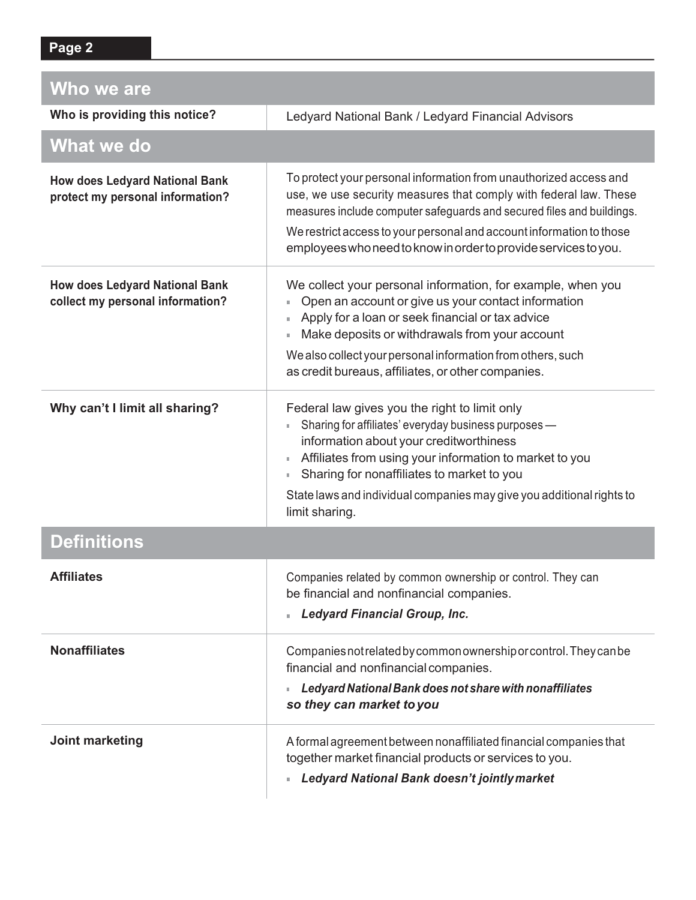| Who we are | |
|---|---|
| **Who is providing this notice?** | Ledyard National Bank / Ledyard Financial Advisors |

| What we do | |
|---|---|
| **How does Ledyard National Bank protect my personal information?** | To protect your personal information from unauthorized access and use, we use security measures that comply with federal law. These measures include computer safeguards and secured files and buildings.<br><br>We restrict access to your personal and account information to those employees who need to know in order to provide services to you. |
| **How does Ledyard National Bank collect my personal information?** | We collect your personal information, for example, when you<br>▪ Open an account or give us your contact information<br>▪ Apply for a loan or seek financial or tax advice<br>▪ Make deposits or withdrawals from your account<br><br>We also collect your personal information from others, such as credit bureaus, affiliates, or other companies. |
| **Why can't I limit all sharing?** | Federal law gives you the right to limit only<br>▪ Sharing for affiliates' everyday business purposes — information about your creditworthiness<br>▪ Affiliates from using your information to market to you<br>▪ Sharing for nonaffiliates to market to you<br><br>State laws and individual companies may give you additional rights to limit sharing. |

| Definitions | |
|---|---|
| **Affiliates** | Companies related by common ownership or control. They can be financial and nonfinancial companies.<br>▪ ***Ledyard Financial Group, Inc.*** |
| **Nonaffiliates** | Companies not related by common ownership or control. They can be financial and nonfinancial companies.<br>▪ ***Ledyard National Bank does not share with nonaffiliates so they can market to you*** |
| **Joint marketing** | A formal agreement between nonaffiliated financial companies that together market financial products or services to you.<br>▪ ***Ledyard National Bank doesn't jointly market*** |